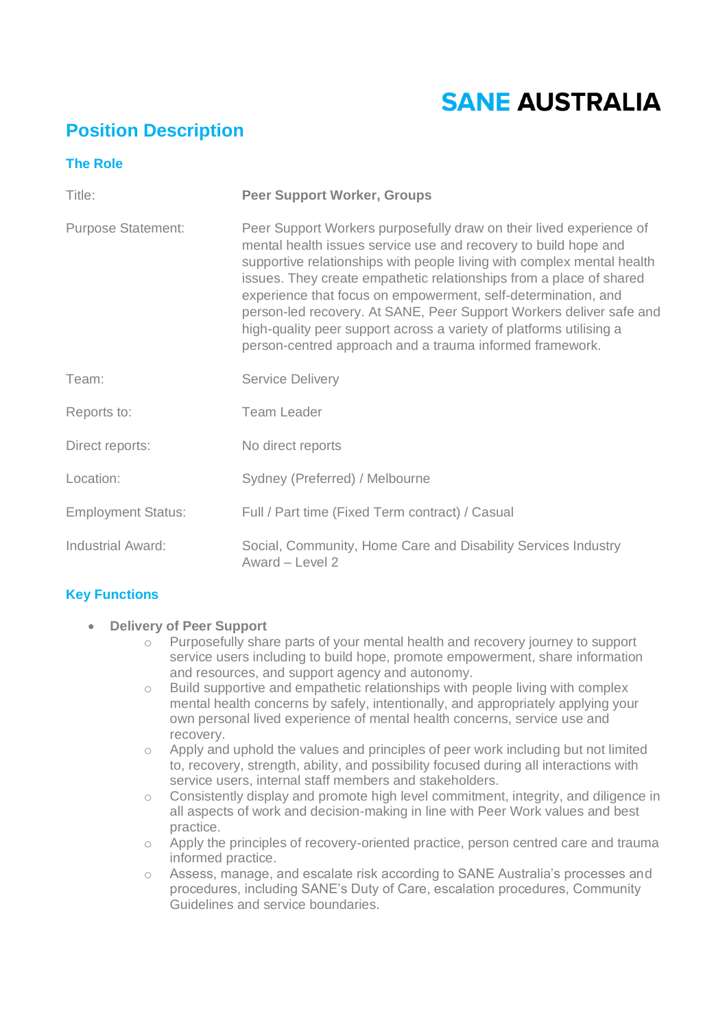SANE AUSTRALIA

# Position Description

## The Role

| | |
|---|---|
| Title: | **Peer Support Worker, Groups** |
| Purpose Statement: | Peer Support Workers purposefully draw on their lived experience of mental health issues service use and recovery to build hope and supportive relationships with people living with complex mental health issues. They create empathetic relationships from a place of shared experience that focus on empowerment, self-determination, and person-led recovery. At SANE, Peer Support Workers deliver safe and high-quality peer support across a variety of platforms utilising a person-centred approach and a trauma informed framework. |
| Team: | Service Delivery |
| Reports to: | Team Leader |
| Direct reports: | No direct reports |
| Location: | Sydney (Preferred) / Melbourne |
| Employment Status: | Full / Part time (Fixed Term contract) / Casual |
| Industrial Award: | Social, Community, Home Care and Disability Services Industry Award – Level 2 |

## Key Functions

- **Delivery of Peer Support**
  - Purposefully share parts of your mental health and recovery journey to support service users including to build hope, promote empowerment, share information and resources, and support agency and autonomy.
  - Build supportive and empathetic relationships with people living with complex mental health concerns by safely, intentionally, and appropriately applying your own personal lived experience of mental health concerns, service use and recovery.
  - Apply and uphold the values and principles of peer work including but not limited to, recovery, strength, ability, and possibility focused during all interactions with service users, internal staff members and stakeholders.
  - Consistently display and promote high level commitment, integrity, and diligence in all aspects of work and decision-making in line with Peer Work values and best practice.
  - Apply the principles of recovery-oriented practice, person centred care and trauma informed practice.
  - Assess, manage, and escalate risk according to SANE Australia's processes and procedures, including SANE's Duty of Care, escalation procedures, Community Guidelines and service boundaries.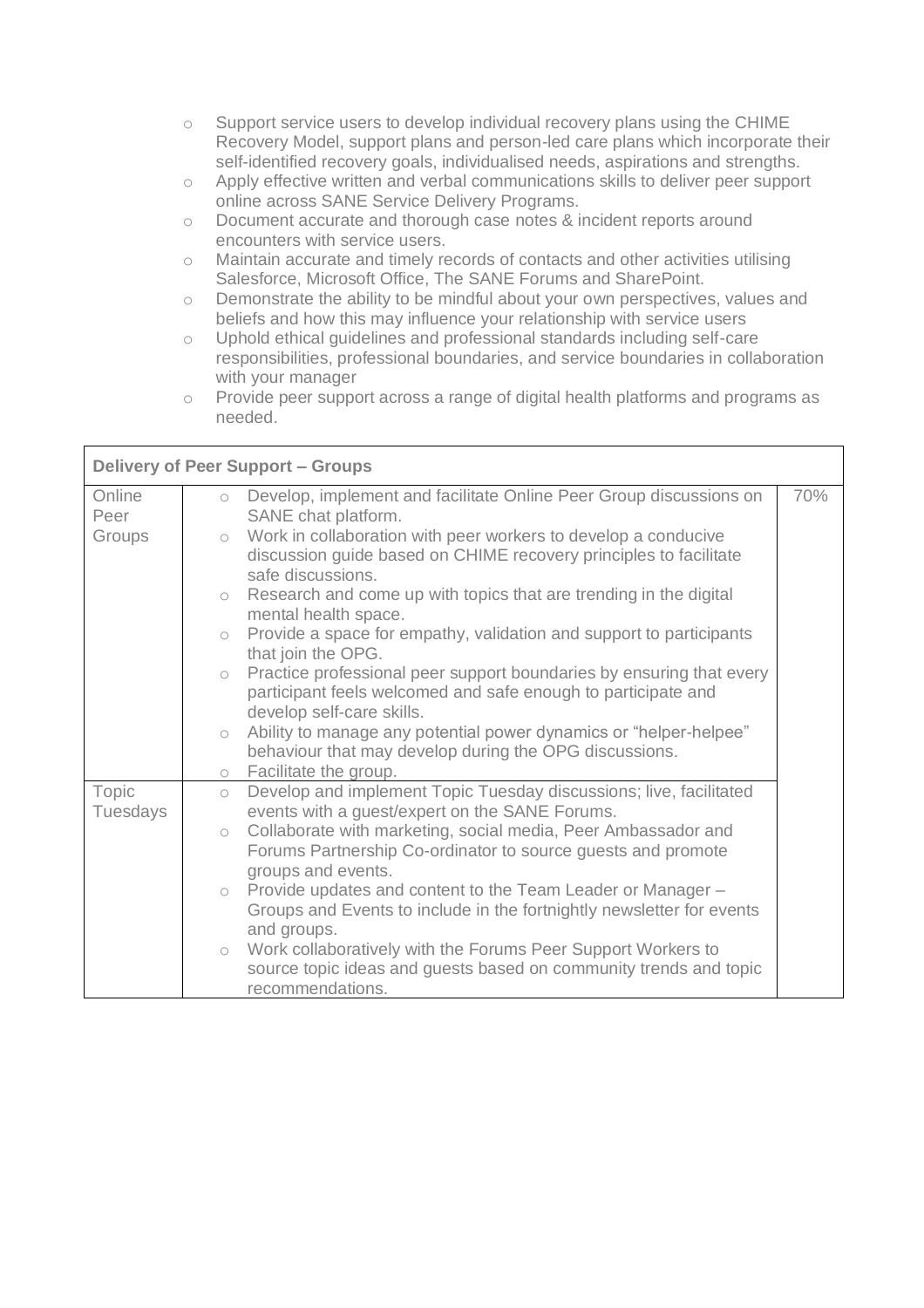- Support service users to develop individual recovery plans using the CHIME Recovery Model, support plans and person-led care plans which incorporate their self-identified recovery goals, individualised needs, aspirations and strengths.
- Apply effective written and verbal communications skills to deliver peer support online across SANE Service Delivery Programs.
- Document accurate and thorough case notes & incident reports around encounters with service users.
- Maintain accurate and timely records of contacts and other activities utilising Salesforce, Microsoft Office, The SANE Forums and SharePoint.
- Demonstrate the ability to be mindful about your own perspectives, values and beliefs and how this may influence your relationship with service users
- Uphold ethical guidelines and professional standards including self-care responsibilities, professional boundaries, and service boundaries in collaboration with your manager
- Provide peer support across a range of digital health platforms and programs as needed.

| **Delivery of Peer Support – Groups** | | |
|---|---|---|
| Online Peer Groups | <ul><li>Develop, implement and facilitate Online Peer Group discussions on SANE chat platform.</li><li>Work in collaboration with peer workers to develop a conducive discussion guide based on CHIME recovery principles to facilitate safe discussions.</li><li>Research and come up with topics that are trending in the digital mental health space.</li><li>Provide a space for empathy, validation and support to participants that join the OPG.</li><li>Practice professional peer support boundaries by ensuring that every participant feels welcomed and safe enough to participate and develop self-care skills.</li><li>Ability to manage any potential power dynamics or "helper-helpee" behaviour that may develop during the OPG discussions.</li><li>Facilitate the group.</li></ul> | 70% |
| Topic Tuesdays | <ul><li>Develop and implement Topic Tuesday discussions; live, facilitated events with a guest/expert on the SANE Forums.</li><li>Collaborate with marketing, social media, Peer Ambassador and Forums Partnership Co-ordinator to source guests and promote groups and events.</li><li>Provide updates and content to the Team Leader or Manager – Groups and Events to include in the fortnightly newsletter for events and groups.</li><li>Work collaboratively with the Forums Peer Support Workers to source topic ideas and guests based on community trends and topic recommendations.</li></ul> | |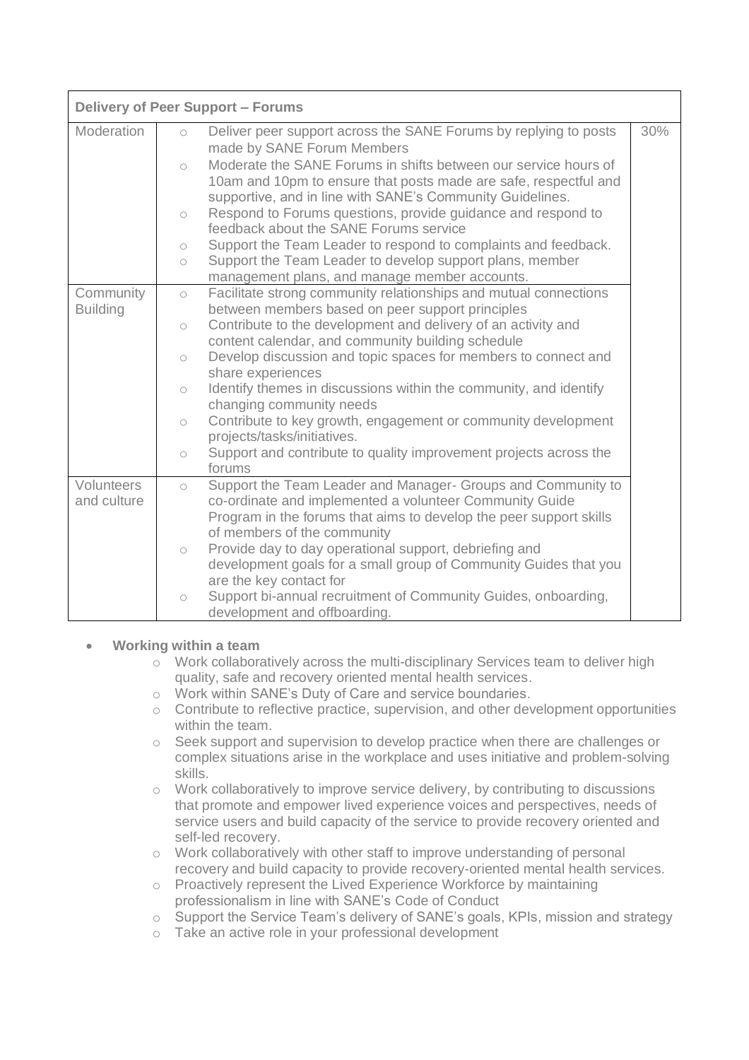| Delivery of Peer Support – Forums | | |
|---|---|---|
| Moderation | ○ Deliver peer support across the SANE Forums by replying to posts made by SANE Forum Members<br>○ Moderate the SANE Forums in shifts between our service hours of 10am and 10pm to ensure that posts made are safe, respectful and supportive, and in line with SANE's Community Guidelines.<br>○ Respond to Forums questions, provide guidance and respond to feedback about the SANE Forums service<br>○ Support the Team Leader to respond to complaints and feedback.<br>○ Support the Team Leader to develop support plans, member management plans, and manage member accounts. | 30% |
| Community Building | ○ Facilitate strong community relationships and mutual connections between members based on peer support principles<br>○ Contribute to the development and delivery of an activity and content calendar, and community building schedule<br>○ Develop discussion and topic spaces for members to connect and share experiences<br>○ Identify themes in discussions within the community, and identify changing community needs<br>○ Contribute to key growth, engagement or community development projects/tasks/initiatives.<br>○ Support and contribute to quality improvement projects across the forums | |
| Volunteers and culture | ○ Support the Team Leader and Manager- Groups and Community to co-ordinate and implemented a volunteer Community Guide Program in the forums that aims to develop the peer support skills of members of the community<br>○ Provide day to day operational support, debriefing and development goals for a small group of Community Guides that you are the key contact for<br>○ Support bi-annual recruitment of Community Guides, onboarding, development and offboarding. | |

- **Working within a team**
  - Work collaboratively across the multi-disciplinary Services team to deliver high quality, safe and recovery oriented mental health services.
  - Work within SANE's Duty of Care and service boundaries.
  - Contribute to reflective practice, supervision, and other development opportunities within the team.
  - Seek support and supervision to develop practice when there are challenges or complex situations arise in the workplace and uses initiative and problem-solving skills.
  - Work collaboratively to improve service delivery, by contributing to discussions that promote and empower lived experience voices and perspectives, needs of service users and build capacity of the service to provide recovery oriented and self-led recovery.
  - Work collaboratively with other staff to improve understanding of personal recovery and build capacity to provide recovery-oriented mental health services.
  - Proactively represent the Lived Experience Workforce by maintaining professionalism in line with SANE's Code of Conduct
  - Support the Service Team's delivery of SANE's goals, KPIs, mission and strategy
  - Take an active role in your professional development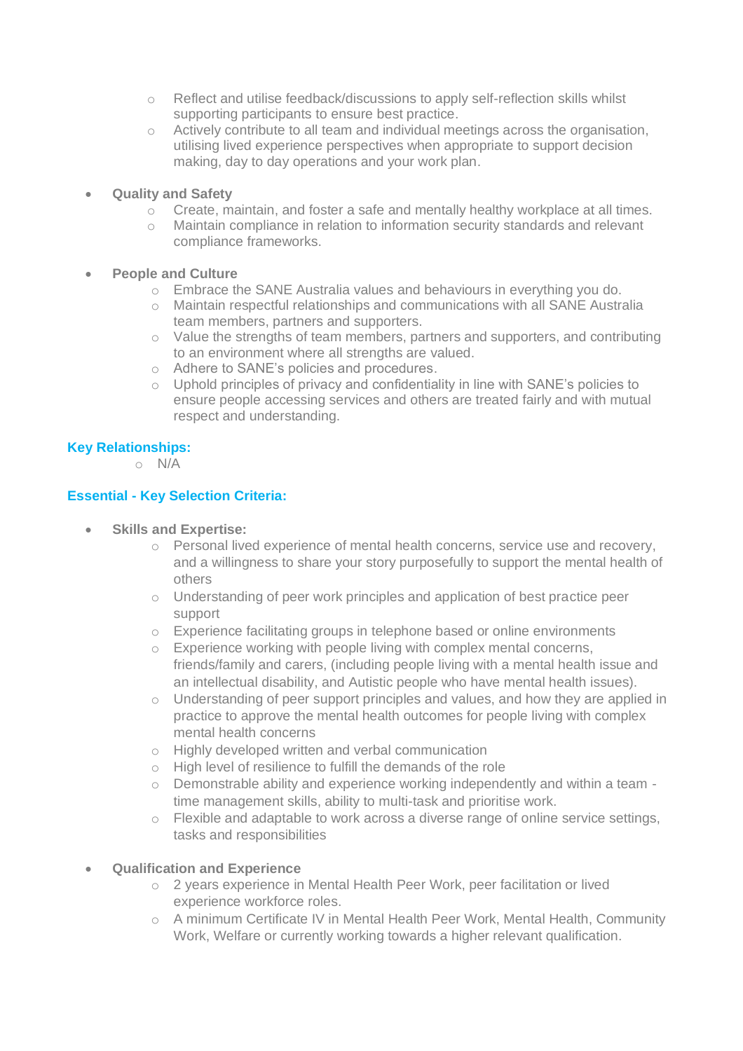- Reflect and utilise feedback/discussions to apply self-reflection skills whilst supporting participants to ensure best practice.
  - Actively contribute to all team and individual meetings across the organisation, utilising lived experience perspectives when appropriate to support decision making, day to day operations and your work plan.

- **Quality and Safety**
  - Create, maintain, and foster a safe and mentally healthy workplace at all times.
  - Maintain compliance in relation to information security standards and relevant compliance frameworks.

- **People and Culture**
  - Embrace the SANE Australia values and behaviours in everything you do.
  - Maintain respectful relationships and communications with all SANE Australia team members, partners and supporters.
  - Value the strengths of team members, partners and supporters, and contributing to an environment where all strengths are valued.
  - Adhere to SANE's policies and procedures.
  - Uphold principles of privacy and confidentiality in line with SANE's policies to ensure people accessing services and others are treated fairly and with mutual respect and understanding.

### Key Relationships:

- N/A

### Essential - Key Selection Criteria:

- **Skills and Expertise:**
  - Personal lived experience of mental health concerns, service use and recovery, and a willingness to share your story purposefully to support the mental health of others
  - Understanding of peer work principles and application of best practice peer support
  - Experience facilitating groups in telephone based or online environments
  - Experience working with people living with complex mental concerns, friends/family and carers, (including people living with a mental health issue and an intellectual disability, and Autistic people who have mental health issues).
  - Understanding of peer support principles and values, and how they are applied in practice to approve the mental health outcomes for people living with complex mental health concerns
  - Highly developed written and verbal communication
  - High level of resilience to fulfill the demands of the role
  - Demonstrable ability and experience working independently and within a team - time management skills, ability to multi-task and prioritise work.
  - Flexible and adaptable to work across a diverse range of online service settings, tasks and responsibilities

- **Qualification and Experience**
  - 2 years experience in Mental Health Peer Work, peer facilitation or lived experience workforce roles.
  - A minimum Certificate IV in Mental Health Peer Work, Mental Health, Community Work, Welfare or currently working towards a higher relevant qualification.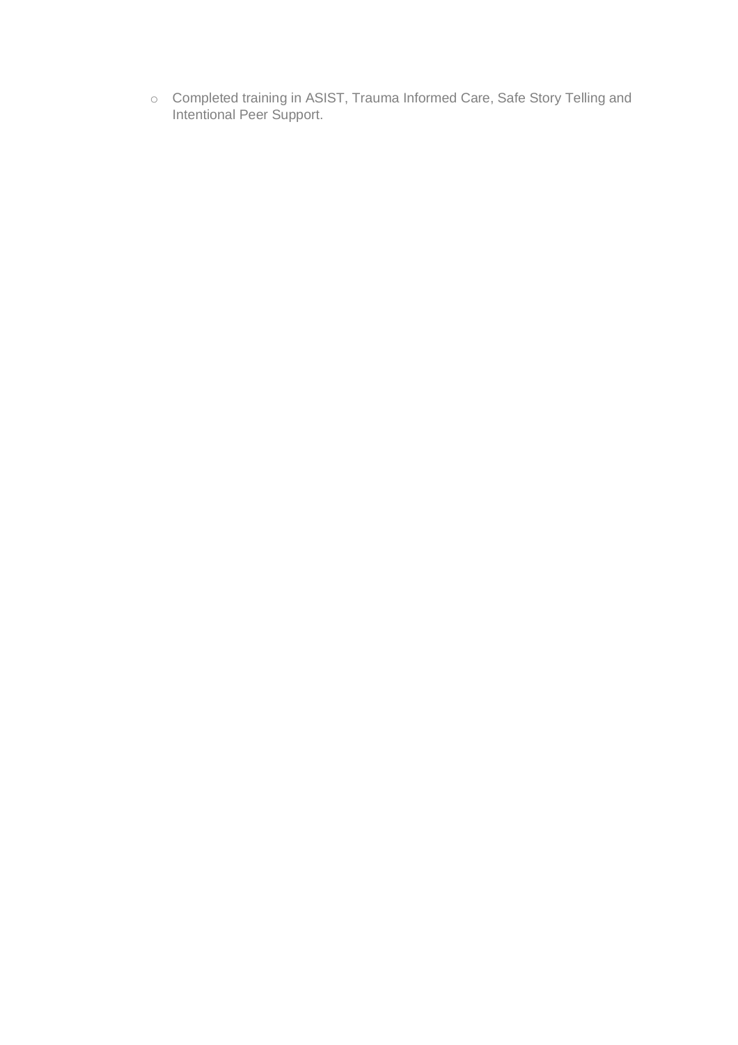- Completed training in ASIST, Trauma Informed Care, Safe Story Telling and Intentional Peer Support.